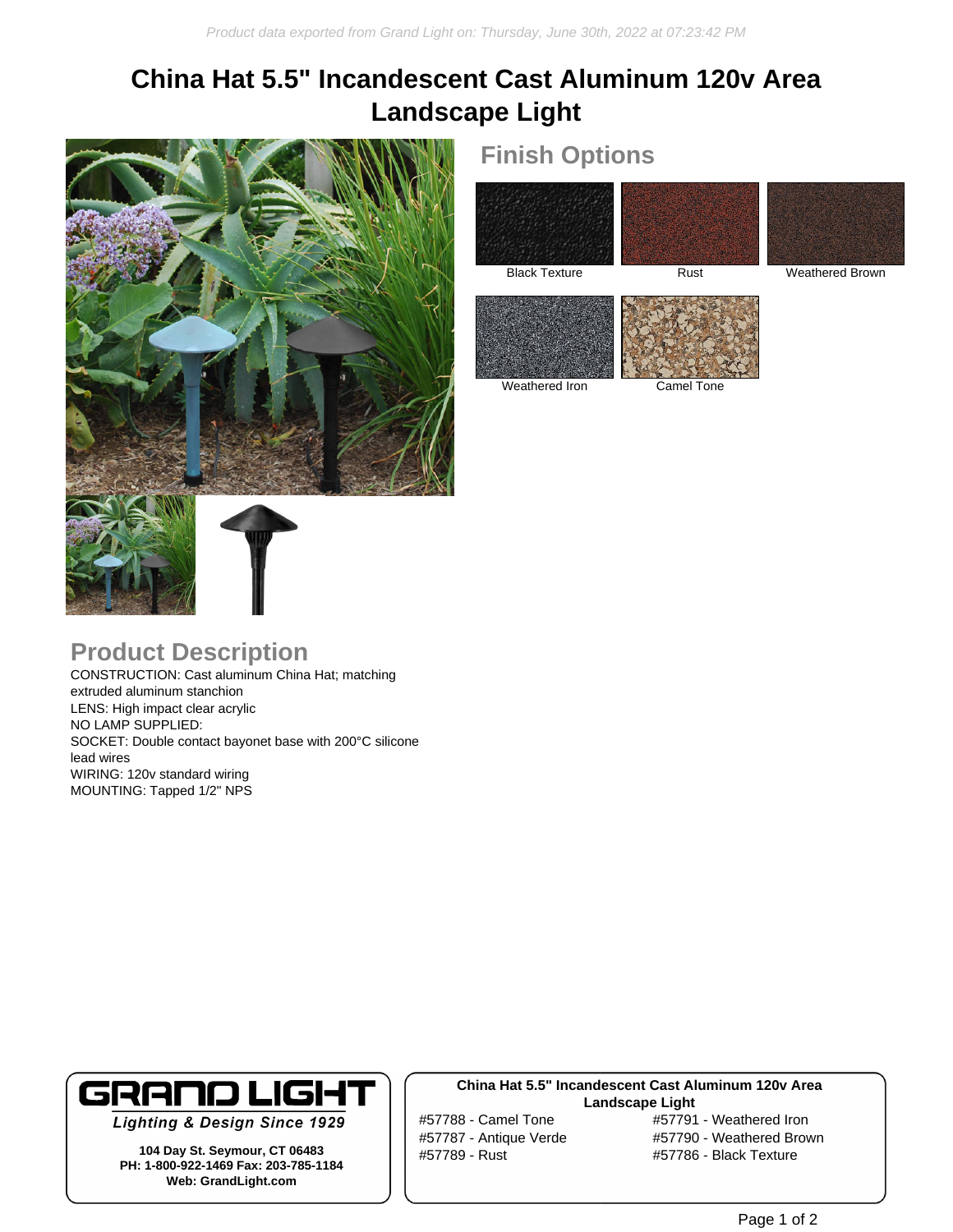Product data exported from Grand Light on: Thursday, June 30th, 2022 at 07:23:42 PM

# China Hat 5.5" Incandescent Cast Aluminum 120v Area Landscape Light

## Finish Options

Black Texture

Rust

Weathered Brown

Weathered Iron

Camel Tone

## Product Description

CONSTRUCTION: Cast aluminum China Hat; matching extruded aluminum stanchion
LENS: High impact clear acrylic
NO LAMP SUPPLIED:
SOCKET: Double contact bayonet base with 200°C silicone lead wires
WIRING: 120v standard wiring
MOUNTING: Tapped 1/2" NPS

**GRAND LIGHT**
*Lighting & Design Since 1929*

**104 Day St. Seymour, CT 06483**
**PH: 1-800-922-1469 Fax: 203-785-1184**
**Web: GrandLight.com**

**China Hat 5.5" Incandescent Cast Aluminum 120v Area Landscape Light**

#57788 - Camel Tone
#57787 - Antique Verde
#57789 - Rust
#57791 - Weathered Iron
#57790 - Weathered Brown
#57786 - Black Texture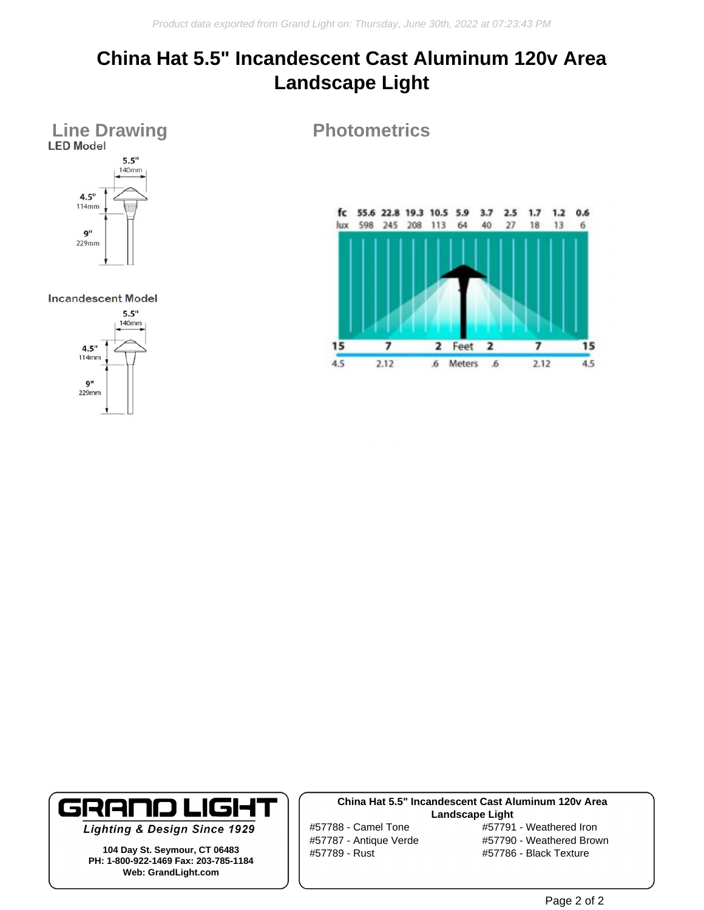# China Hat 5.5" Incandescent Cast Aluminum 120v Area Landscape Light

## Line Drawing

**LED Model**

5.5"
140mm
4.5"
114mm
9"
229mm

**Incandescent Model**

5.5"
140mm
4.5"
114mm
9"
229mm

## Photometrics

fc 55.6 22.8 19.3 10.5 5.9 3.7 2.5 1.7 1.2 0.6
lux 598 245 208 113 64 40 27 18 13 6

15 7 2 Feet 2 7 15
4.5 2.12 .6 Meters .6 2.12 4.5

**GRAND LIGHT**
*Lighting & Design Since 1929*

**104 Day St. Seymour, CT 06483**
**PH: 1-800-922-1469 Fax: 203-785-1184**
**Web: GrandLight.com**

**China Hat 5.5" Incandescent Cast Aluminum 120v Area Landscape Light**

- #57788 - Camel Tone
- #57787 - Antique Verde
- #57789 - Rust
- #57791 - Weathered Iron
- #57790 - Weathered Brown
- #57786 - Black Texture